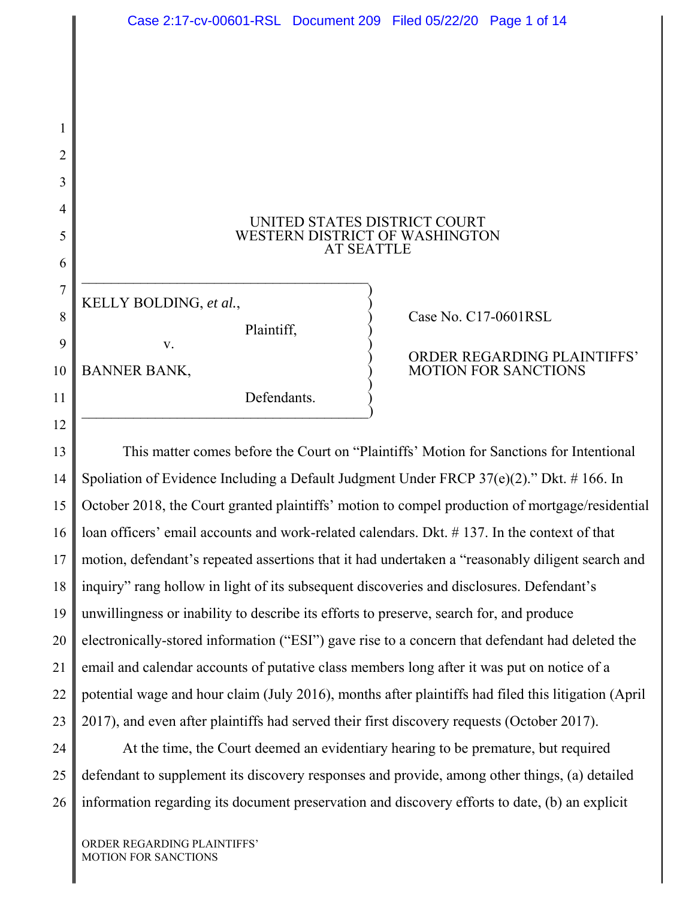UNITED STATES DISTRICT COURT
WESTERN DISTRICT OF WASHINGTON
AT SEATTLE

KELLY BOLDING, *et al.*,

Plaintiff,

v.

BANNER BANK,

Defendants.

Case No. C17-0601RSL

ORDER REGARDING PLAINTIFFS' MOTION FOR SANCTIONS

This matter comes before the Court on "Plaintiffs' Motion for Sanctions for Intentional Spoliation of Evidence Including a Default Judgment Under FRCP 37(e)(2)." Dkt. # 166. In October 2018, the Court granted plaintiffs' motion to compel production of mortgage/residential loan officers' email accounts and work-related calendars. Dkt. # 137. In the context of that motion, defendant's repeated assertions that it had undertaken a "reasonably diligent search and inquiry" rang hollow in light of its subsequent discoveries and disclosures. Defendant's unwillingness or inability to describe its efforts to preserve, search for, and produce electronically-stored information ("ESI") gave rise to a concern that defendant had deleted the email and calendar accounts of putative class members long after it was put on notice of a potential wage and hour claim (July 2016), months after plaintiffs had filed this litigation (April 2017), and even after plaintiffs had served their first discovery requests (October 2017).

At the time, the Court deemed an evidentiary hearing to be premature, but required defendant to supplement its discovery responses and provide, among other things, (a) detailed information regarding its document preservation and discovery efforts to date, (b) an explicit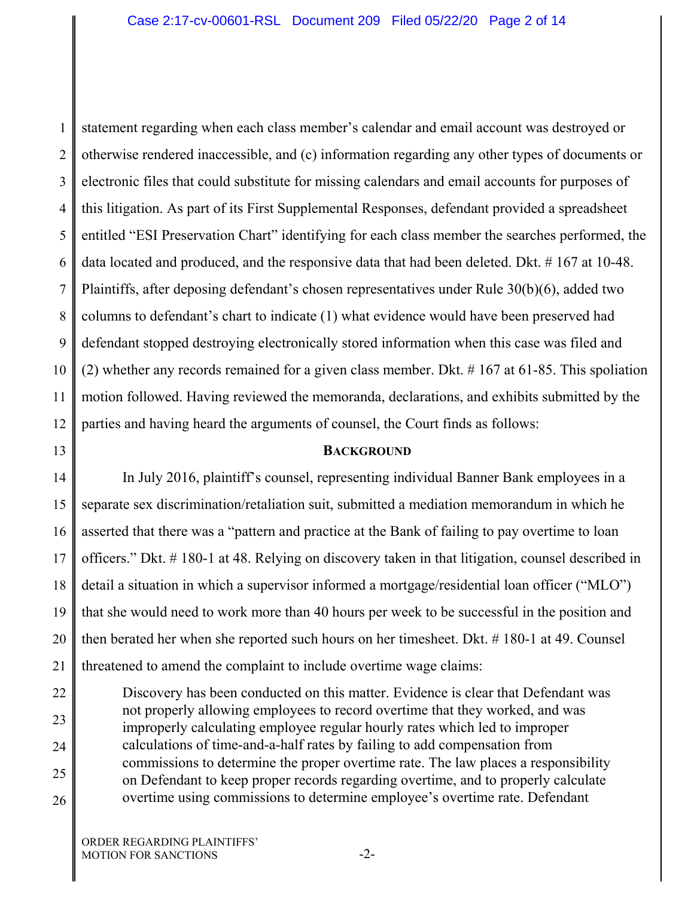statement regarding when each class member's calendar and email account was destroyed or otherwise rendered inaccessible, and (c) information regarding any other types of documents or electronic files that could substitute for missing calendars and email accounts for purposes of this litigation. As part of its First Supplemental Responses, defendant provided a spreadsheet entitled "ESI Preservation Chart" identifying for each class member the searches performed, the data located and produced, and the responsive data that had been deleted. Dkt. # 167 at 10-48. Plaintiffs, after deposing defendant's chosen representatives under Rule 30(b)(6), added two columns to defendant's chart to indicate (1) what evidence would have been preserved had defendant stopped destroying electronically stored information when this case was filed and (2) whether any records remained for a given class member. Dkt. # 167 at 61-85. This spoliation motion followed. Having reviewed the memoranda, declarations, and exhibits submitted by the parties and having heard the arguments of counsel, the Court finds as follows:

## BACKGROUND

In July 2016, plaintiff's counsel, representing individual Banner Bank employees in a separate sex discrimination/retaliation suit, submitted a mediation memorandum in which he asserted that there was a "pattern and practice at the Bank of failing to pay overtime to loan officers." Dkt. # 180-1 at 48. Relying on discovery taken in that litigation, counsel described in detail a situation in which a supervisor informed a mortgage/residential loan officer ("MLO") that she would need to work more than 40 hours per week to be successful in the position and then berated her when she reported such hours on her timesheet. Dkt. # 180-1 at 49. Counsel threatened to amend the complaint to include overtime wage claims:

> Discovery has been conducted on this matter. Evidence is clear that Defendant was not properly allowing employees to record overtime that they worked, and was improperly calculating employee regular hourly rates which led to improper calculations of time-and-a-half rates by failing to add compensation from commissions to determine the proper overtime rate. The law places a responsibility on Defendant to keep proper records regarding overtime, and to properly calculate overtime using commissions to determine employee's overtime rate. Defendant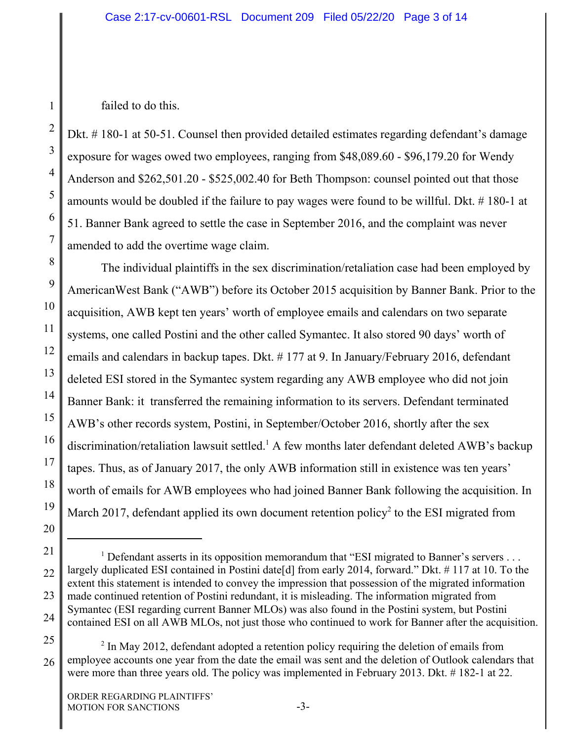failed to do this.

Dkt. # 180-1 at 50-51. Counsel then provided detailed estimates regarding defendant's damage exposure for wages owed two employees, ranging from $48,089.60 - $96,179.20 for Wendy Anderson and $262,501.20 - $525,002.40 for Beth Thompson: counsel pointed out that those amounts would be doubled if the failure to pay wages were found to be willful. Dkt. # 180-1 at 51. Banner Bank agreed to settle the case in September 2016, and the complaint was never amended to add the overtime wage claim.

The individual plaintiffs in the sex discrimination/retaliation case had been employed by AmericanWest Bank ("AWB") before its October 2015 acquisition by Banner Bank. Prior to the acquisition, AWB kept ten years' worth of employee emails and calendars on two separate systems, one called Postini and the other called Symantec. It also stored 90 days' worth of emails and calendars in backup tapes. Dkt. # 177 at 9. In January/February 2016, defendant deleted ESI stored in the Symantec system regarding any AWB employee who did not join Banner Bank: it transferred the remaining information to its servers. Defendant terminated AWB's other records system, Postini, in September/October 2016, shortly after the sex discrimination/retaliation lawsuit settled.[1] A few months later defendant deleted AWB's backup tapes. Thus, as of January 2017, the only AWB information still in existence was ten years' worth of emails for AWB employees who had joined Banner Bank following the acquisition. In March 2017, defendant applied its own document retention policy[2] to the ESI migrated from

---

[1] Defendant asserts in its opposition memorandum that "ESI migrated to Banner's servers . . . largely duplicated ESI contained in Postini date[d] from early 2014, forward." Dkt. # 117 at 10. To the extent this statement is intended to convey the impression that possession of the migrated information made continued retention of Postini redundant, it is misleading. The information migrated from Symantec (ESI regarding current Banner MLOs) was also found in the Postini system, but Postini contained ESI on all AWB MLOs, not just those who continued to work for Banner after the acquisition.

[2] In May 2012, defendant adopted a retention policy requiring the deletion of emails from employee accounts one year from the date the email was sent and the deletion of Outlook calendars that were more than three years old. The policy was implemented in February 2013. Dkt. # 182-1 at 22.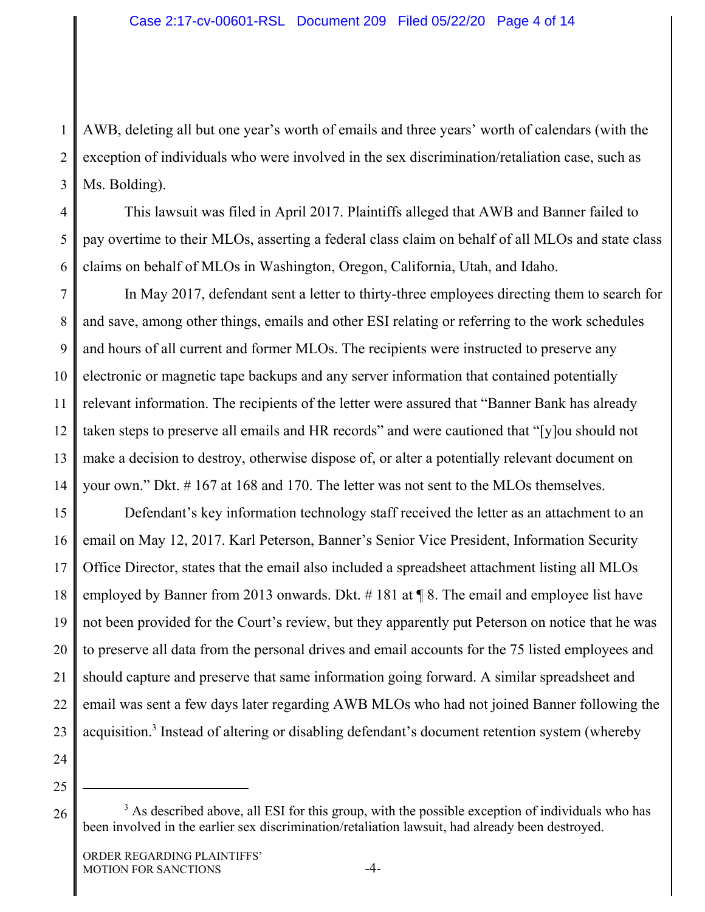AWB, deleting all but one year's worth of emails and three years' worth of calendars (with the exception of individuals who were involved in the sex discrimination/retaliation case, such as Ms. Bolding).

This lawsuit was filed in April 2017. Plaintiffs alleged that AWB and Banner failed to pay overtime to their MLOs, asserting a federal class claim on behalf of all MLOs and state class claims on behalf of MLOs in Washington, Oregon, California, Utah, and Idaho.

In May 2017, defendant sent a letter to thirty-three employees directing them to search for and save, among other things, emails and other ESI relating or referring to the work schedules and hours of all current and former MLOs. The recipients were instructed to preserve any electronic or magnetic tape backups and any server information that contained potentially relevant information. The recipients of the letter were assured that "Banner Bank has already taken steps to preserve all emails and HR records" and were cautioned that "[y]ou should not make a decision to destroy, otherwise dispose of, or alter a potentially relevant document on your own." Dkt. # 167 at 168 and 170. The letter was not sent to the MLOs themselves.

Defendant's key information technology staff received the letter as an attachment to an email on May 12, 2017. Karl Peterson, Banner's Senior Vice President, Information Security Office Director, states that the email also included a spreadsheet attachment listing all MLOs employed by Banner from 2013 onwards. Dkt. # 181 at ¶ 8. The email and employee list have not been provided for the Court's review, but they apparently put Peterson on notice that he was to preserve all data from the personal drives and email accounts for the 75 listed employees and should capture and preserve that same information going forward. A similar spreadsheet and email was sent a few days later regarding AWB MLOs who had not joined Banner following the acquisition.[3] Instead of altering or disabling defendant's document retention system (whereby

[3] As described above, all ESI for this group, with the possible exception of individuals who has been involved in the earlier sex discrimination/retaliation lawsuit, had already been destroyed.

ORDER REGARDING PLAINTIFFS' MOTION FOR SANCTIONS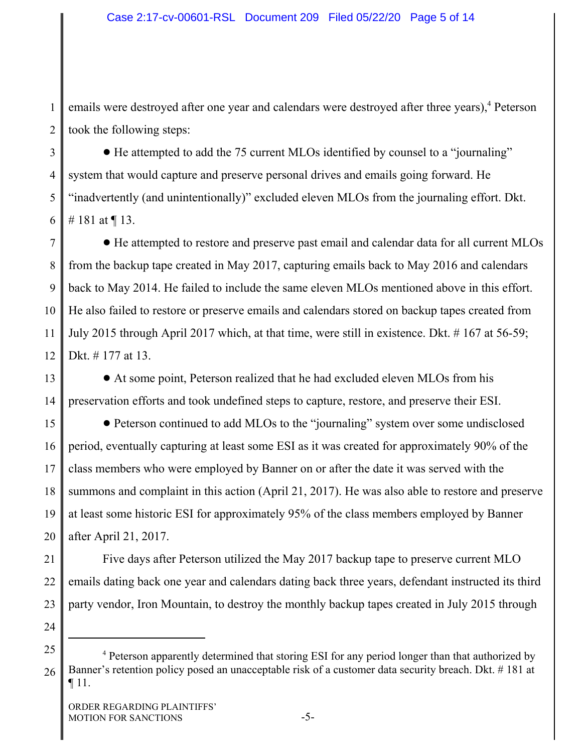emails were destroyed after one year and calendars were destroyed after three years),[4] Peterson took the following steps:

- He attempted to add the 75 current MLOs identified by counsel to a "journaling" system that would capture and preserve personal drives and emails going forward. He "inadvertently (and unintentionally)" excluded eleven MLOs from the journaling effort. Dkt. # 181 at ¶ 13.

- He attempted to restore and preserve past email and calendar data for all current MLOs from the backup tape created in May 2017, capturing emails back to May 2016 and calendars back to May 2014. He failed to include the same eleven MLOs mentioned above in this effort. He also failed to restore or preserve emails and calendars stored on backup tapes created from July 2015 through April 2017 which, at that time, were still in existence. Dkt. # 167 at 56-59; Dkt. # 177 at 13.

- At some point, Peterson realized that he had excluded eleven MLOs from his preservation efforts and took undefined steps to capture, restore, and preserve their ESI.

- Peterson continued to add MLOs to the "journaling" system over some undisclosed period, eventually capturing at least some ESI as it was created for approximately 90% of the class members who were employed by Banner on or after the date it was served with the summons and complaint in this action (April 21, 2017). He was also able to restore and preserve at least some historic ESI for approximately 95% of the class members employed by Banner after April 21, 2017.

Five days after Peterson utilized the May 2017 backup tape to preserve current MLO emails dating back one year and calendars dating back three years, defendant instructed its third party vendor, Iron Mountain, to destroy the monthly backup tapes created in July 2015 through

---

[4] Peterson apparently determined that storing ESI for any period longer than that authorized by Banner's retention policy posed an unacceptable risk of a customer data security breach. Dkt. # 181 at ¶ 11.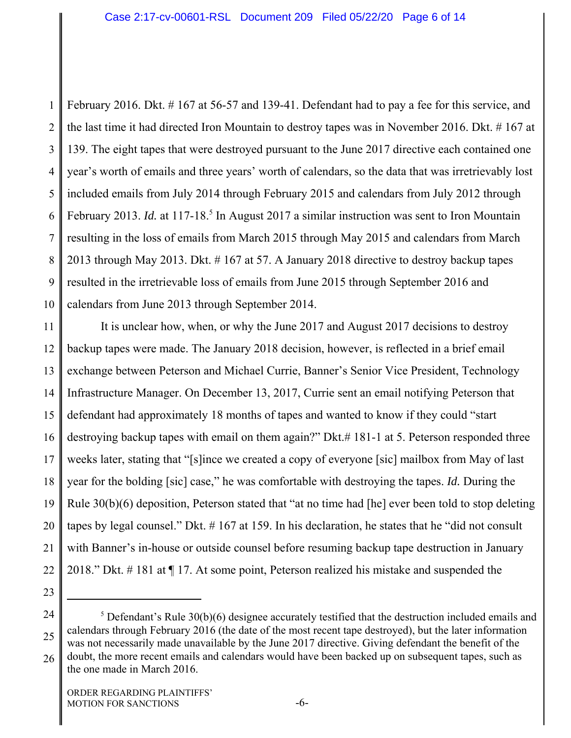February 2016. Dkt. # 167 at 56-57 and 139-41. Defendant had to pay a fee for this service, and the last time it had directed Iron Mountain to destroy tapes was in November 2016. Dkt. # 167 at 139. The eight tapes that were destroyed pursuant to the June 2017 directive each contained one year's worth of emails and three years' worth of calendars, so the data that was irretrievably lost included emails from July 2014 through February 2015 and calendars from July 2012 through February 2013. *Id.* at 117-18.[5] In August 2017 a similar instruction was sent to Iron Mountain resulting in the loss of emails from March 2015 through May 2015 and calendars from March 2013 through May 2013. Dkt. # 167 at 57. A January 2018 directive to destroy backup tapes resulted in the irretrievable loss of emails from June 2015 through September 2016 and calendars from June 2013 through September 2014.

It is unclear how, when, or why the June 2017 and August 2017 decisions to destroy backup tapes were made. The January 2018 decision, however, is reflected in a brief email exchange between Peterson and Michael Currie, Banner's Senior Vice President, Technology Infrastructure Manager. On December 13, 2017, Currie sent an email notifying Peterson that defendant had approximately 18 months of tapes and wanted to know if they could "start destroying backup tapes with email on them again?" Dkt.# 181-1 at 5. Peterson responded three weeks later, stating that "[s]ince we created a copy of everyone [sic] mailbox from May of last year for the bolding [sic] case," he was comfortable with destroying the tapes. *Id.* During the Rule 30(b)(6) deposition, Peterson stated that "at no time had [he] ever been told to stop deleting tapes by legal counsel." Dkt. # 167 at 159. In his declaration, he states that he "did not consult with Banner's in-house or outside counsel before resuming backup tape destruction in January 2018." Dkt. # 181 at ¶ 17. At some point, Peterson realized his mistake and suspended the

---

[5] Defendant's Rule 30(b)(6) designee accurately testified that the destruction included emails and calendars through February 2016 (the date of the most recent tape destroyed), but the later information was not necessarily made unavailable by the June 2017 directive. Giving defendant the benefit of the doubt, the more recent emails and calendars would have been backed up on subsequent tapes, such as the one made in March 2016.

ORDER REGARDING PLAINTIFFS' MOTION FOR SANCTIONS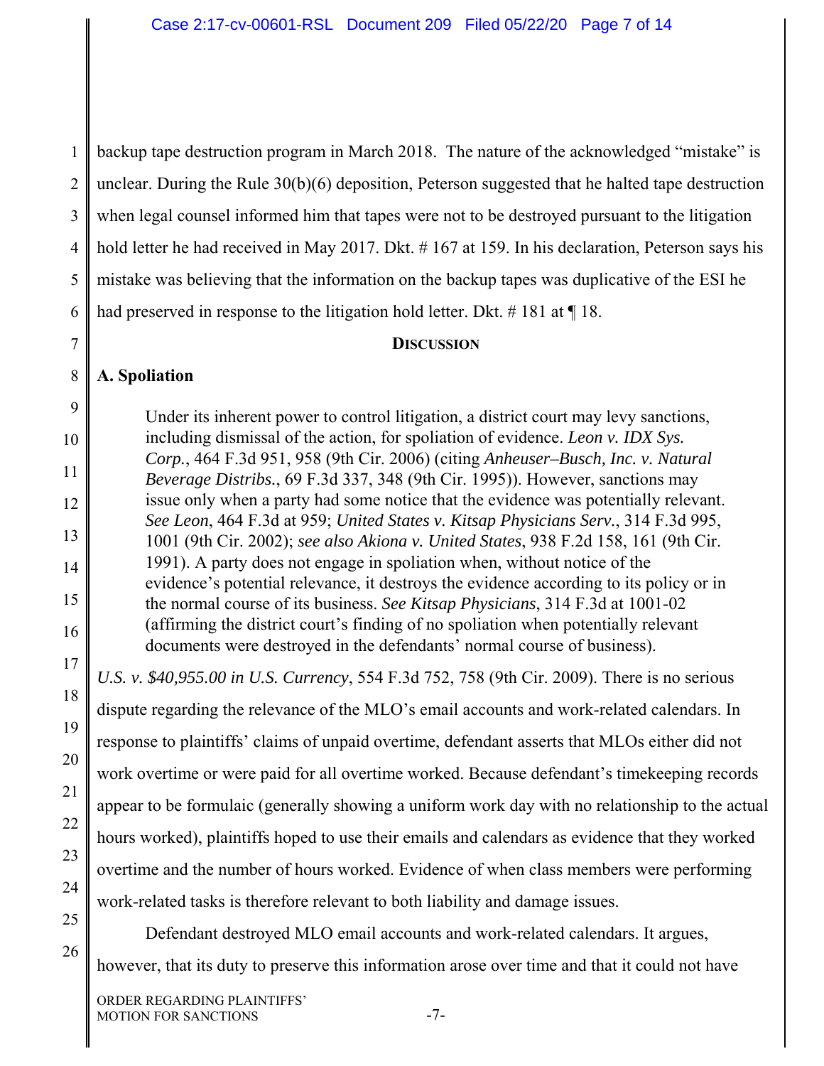backup tape destruction program in March 2018. The nature of the acknowledged "mistake" is unclear. During the Rule 30(b)(6) deposition, Peterson suggested that he halted tape destruction when legal counsel informed him that tapes were not to be destroyed pursuant to the litigation hold letter he had received in May 2017. Dkt. # 167 at 159. In his declaration, Peterson says his mistake was believing that the information on the backup tapes was duplicative of the ESI he had preserved in response to the litigation hold letter. Dkt. # 181 at ¶ 18.

## DISCUSSION

### A. Spoliation

> Under its inherent power to control litigation, a district court may levy sanctions, including dismissal of the action, for spoliation of evidence. *Leon v. IDX Sys. Corp.*, 464 F.3d 951, 958 (9th Cir. 2006) (citing *Anheuser–Busch, Inc. v. Natural Beverage Distribs.*, 69 F.3d 337, 348 (9th Cir. 1995)). However, sanctions may issue only when a party had some notice that the evidence was potentially relevant. *See Leon*, 464 F.3d at 959; *United States v. Kitsap Physicians Serv.*, 314 F.3d 995, 1001 (9th Cir. 2002); *see also Akiona v. United States*, 938 F.2d 158, 161 (9th Cir. 1991). A party does not engage in spoliation when, without notice of the evidence's potential relevance, it destroys the evidence according to its policy or in the normal course of its business. *See Kitsap Physicians*, 314 F.3d at 1001-02 (affirming the district court's finding of no spoliation when potentially relevant documents were destroyed in the defendants' normal course of business).

*U.S. v. $40,955.00 in U.S. Currency*, 554 F.3d 752, 758 (9th Cir. 2009). There is no serious dispute regarding the relevance of the MLO's email accounts and work-related calendars. In response to plaintiffs' claims of unpaid overtime, defendant asserts that MLOs either did not work overtime or were paid for all overtime worked. Because defendant's timekeeping records appear to be formulaic (generally showing a uniform work day with no relationship to the actual hours worked), plaintiffs hoped to use their emails and calendars as evidence that they worked overtime and the number of hours worked. Evidence of when class members were performing work-related tasks is therefore relevant to both liability and damage issues.

Defendant destroyed MLO email accounts and work-related calendars. It argues, however, that its duty to preserve this information arose over time and that it could not have

ORDER REGARDING PLAINTIFFS' MOTION FOR SANCTIONS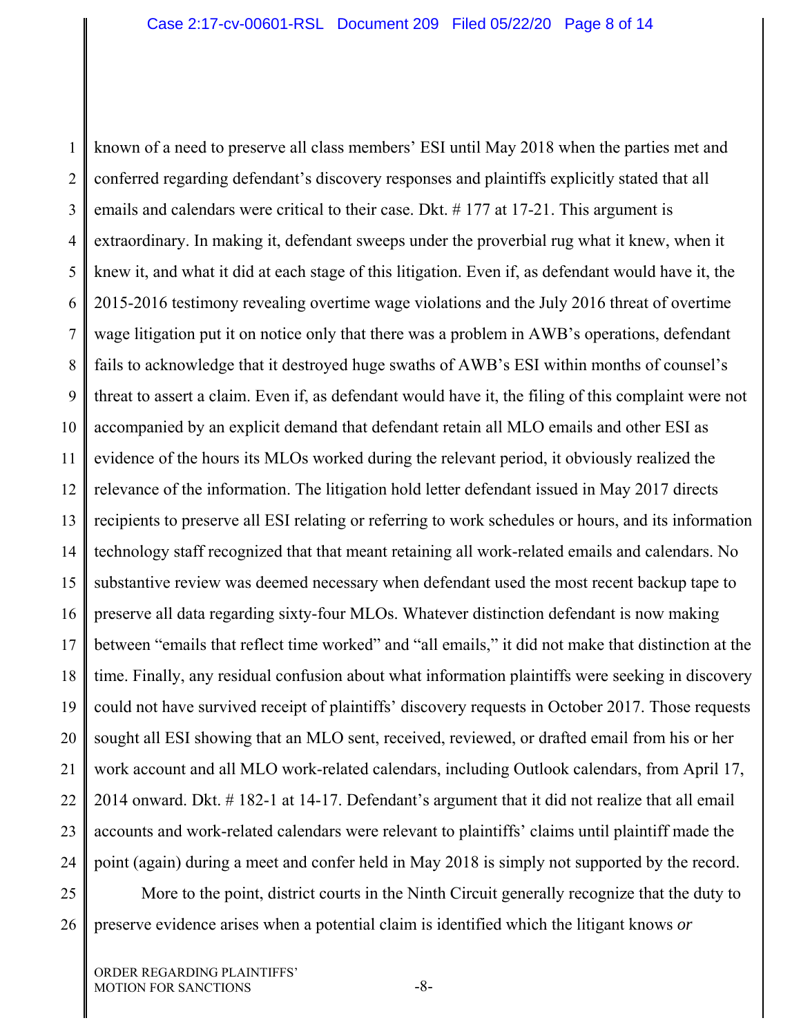known of a need to preserve all class members' ESI until May 2018 when the parties met and conferred regarding defendant's discovery responses and plaintiffs explicitly stated that all emails and calendars were critical to their case. Dkt. # 177 at 17-21. This argument is extraordinary. In making it, defendant sweeps under the proverbial rug what it knew, when it knew it, and what it did at each stage of this litigation. Even if, as defendant would have it, the 2015-2016 testimony revealing overtime wage violations and the July 2016 threat of overtime wage litigation put it on notice only that there was a problem in AWB's operations, defendant fails to acknowledge that it destroyed huge swaths of AWB's ESI within months of counsel's threat to assert a claim. Even if, as defendant would have it, the filing of this complaint were not accompanied by an explicit demand that defendant retain all MLO emails and other ESI as evidence of the hours its MLOs worked during the relevant period, it obviously realized the relevance of the information. The litigation hold letter defendant issued in May 2017 directs recipients to preserve all ESI relating or referring to work schedules or hours, and its information technology staff recognized that that meant retaining all work-related emails and calendars. No substantive review was deemed necessary when defendant used the most recent backup tape to preserve all data regarding sixty-four MLOs. Whatever distinction defendant is now making between "emails that reflect time worked" and "all emails," it did not make that distinction at the time. Finally, any residual confusion about what information plaintiffs were seeking in discovery could not have survived receipt of plaintiffs' discovery requests in October 2017. Those requests sought all ESI showing that an MLO sent, received, reviewed, or drafted email from his or her work account and all MLO work-related calendars, including Outlook calendars, from April 17, 2014 onward. Dkt. # 182-1 at 14-17. Defendant's argument that it did not realize that all email accounts and work-related calendars were relevant to plaintiffs' claims until plaintiff made the point (again) during a meet and confer held in May 2018 is simply not supported by the record.

More to the point, district courts in the Ninth Circuit generally recognize that the duty to preserve evidence arises when a potential claim is identified which the litigant knows *or*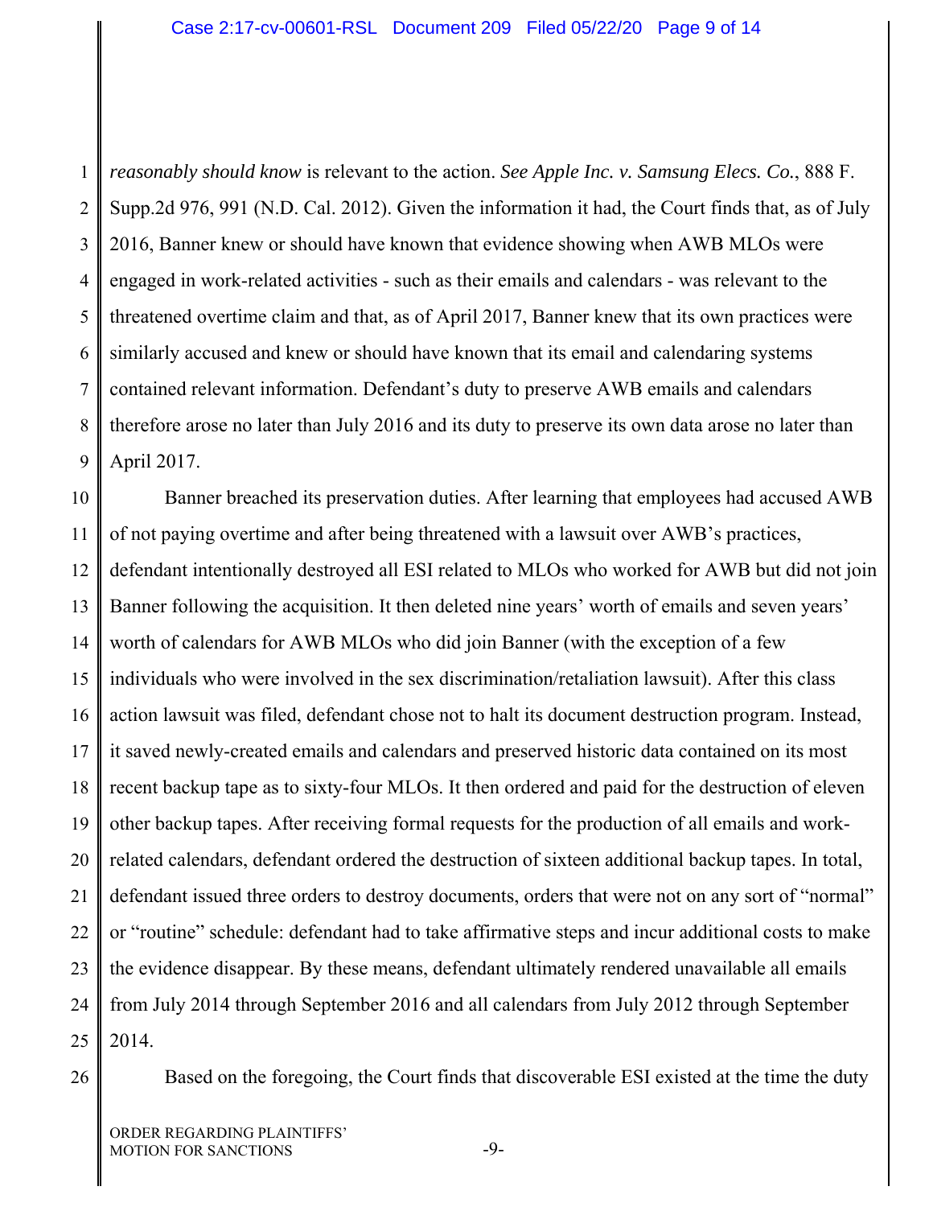*reasonably should know* is relevant to the action. *See Apple Inc. v. Samsung Elecs. Co.*, 888 F. Supp.2d 976, 991 (N.D. Cal. 2012). Given the information it had, the Court finds that, as of July 2016, Banner knew or should have known that evidence showing when AWB MLOs were engaged in work-related activities - such as their emails and calendars - was relevant to the threatened overtime claim and that, as of April 2017, Banner knew that its own practices were similarly accused and knew or should have known that its email and calendaring systems contained relevant information. Defendant's duty to preserve AWB emails and calendars therefore arose no later than July 2016 and its duty to preserve its own data arose no later than April 2017.

Banner breached its preservation duties. After learning that employees had accused AWB of not paying overtime and after being threatened with a lawsuit over AWB's practices, defendant intentionally destroyed all ESI related to MLOs who worked for AWB but did not join Banner following the acquisition. It then deleted nine years' worth of emails and seven years' worth of calendars for AWB MLOs who did join Banner (with the exception of a few individuals who were involved in the sex discrimination/retaliation lawsuit). After this class action lawsuit was filed, defendant chose not to halt its document destruction program. Instead, it saved newly-created emails and calendars and preserved historic data contained on its most recent backup tape as to sixty-four MLOs. It then ordered and paid for the destruction of eleven other backup tapes. After receiving formal requests for the production of all emails and work-related calendars, defendant ordered the destruction of sixteen additional backup tapes. In total, defendant issued three orders to destroy documents, orders that were not on any sort of "normal" or "routine" schedule: defendant had to take affirmative steps and incur additional costs to make the evidence disappear. By these means, defendant ultimately rendered unavailable all emails from July 2014 through September 2016 and all calendars from July 2012 through September 2014.

Based on the foregoing, the Court finds that discoverable ESI existed at the time the duty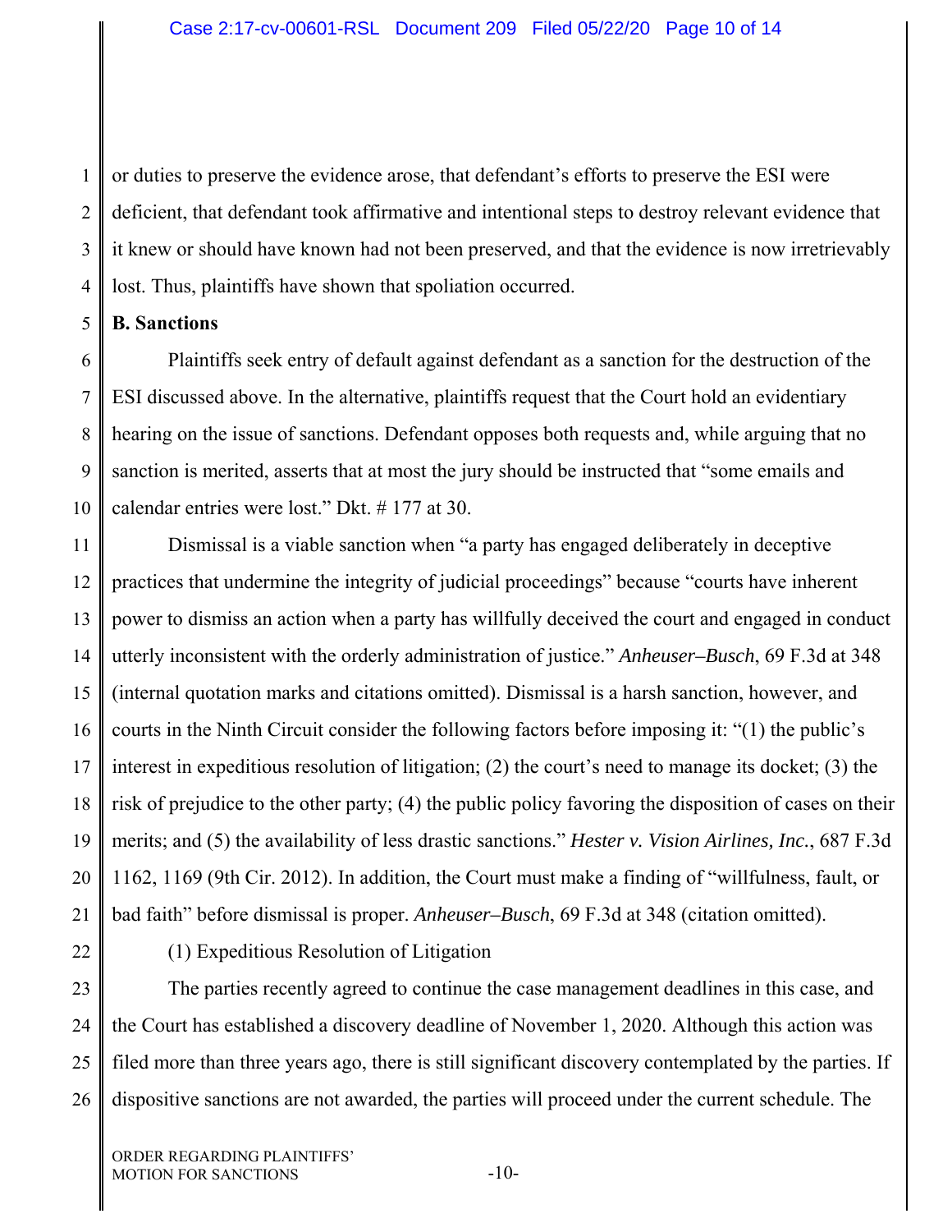or duties to preserve the evidence arose, that defendant's efforts to preserve the ESI were deficient, that defendant took affirmative and intentional steps to destroy relevant evidence that it knew or should have known had not been preserved, and that the evidence is now irretrievably lost. Thus, plaintiffs have shown that spoliation occurred.

**B. Sanctions**

Plaintiffs seek entry of default against defendant as a sanction for the destruction of the ESI discussed above. In the alternative, plaintiffs request that the Court hold an evidentiary hearing on the issue of sanctions. Defendant opposes both requests and, while arguing that no sanction is merited, asserts that at most the jury should be instructed that "some emails and calendar entries were lost." Dkt. # 177 at 30.

Dismissal is a viable sanction when "a party has engaged deliberately in deceptive practices that undermine the integrity of judicial proceedings" because "courts have inherent power to dismiss an action when a party has willfully deceived the court and engaged in conduct utterly inconsistent with the orderly administration of justice." *Anheuser–Busch*, 69 F.3d at 348 (internal quotation marks and citations omitted). Dismissal is a harsh sanction, however, and courts in the Ninth Circuit consider the following factors before imposing it: "(1) the public's interest in expeditious resolution of litigation; (2) the court's need to manage its docket; (3) the risk of prejudice to the other party; (4) the public policy favoring the disposition of cases on their merits; and (5) the availability of less drastic sanctions." *Hester v. Vision Airlines, Inc.*, 687 F.3d 1162, 1169 (9th Cir. 2012). In addition, the Court must make a finding of "willfulness, fault, or bad faith" before dismissal is proper. *Anheuser–Busch*, 69 F.3d at 348 (citation omitted).

(1) Expeditious Resolution of Litigation

The parties recently agreed to continue the case management deadlines in this case, and the Court has established a discovery deadline of November 1, 2020. Although this action was filed more than three years ago, there is still significant discovery contemplated by the parties. If dispositive sanctions are not awarded, the parties will proceed under the current schedule. The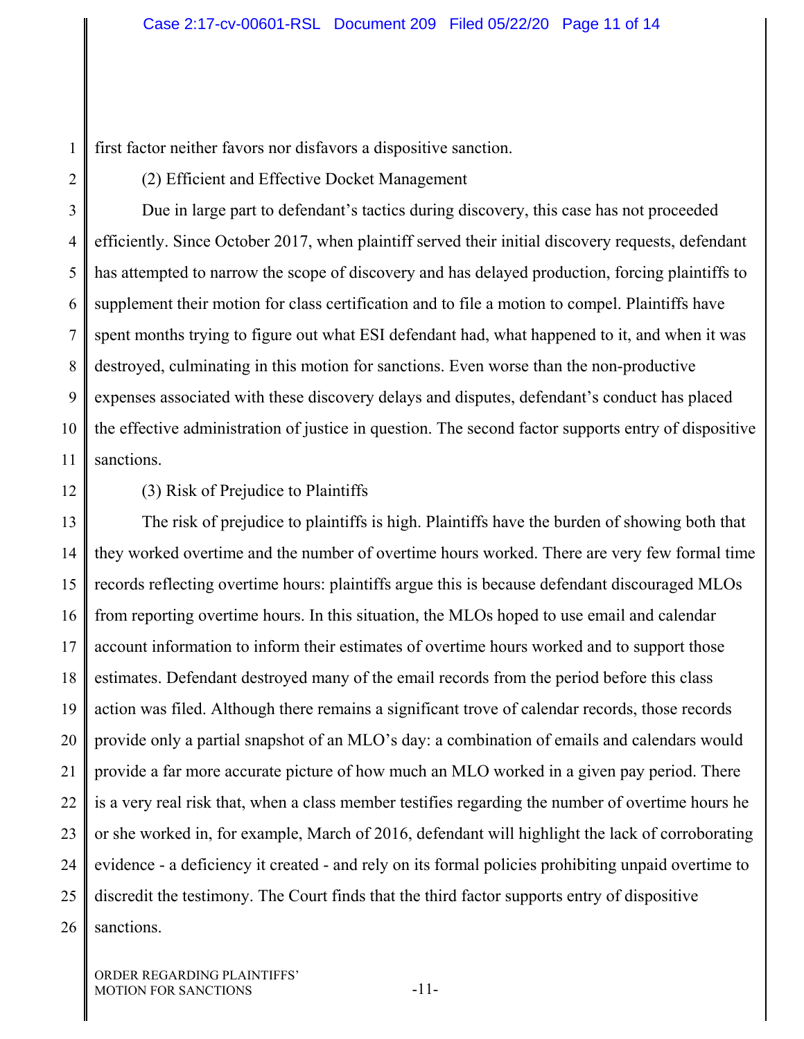first factor neither favors nor disfavors a dispositive sanction.

(2) Efficient and Effective Docket Management

Due in large part to defendant's tactics during discovery, this case has not proceeded efficiently. Since October 2017, when plaintiff served their initial discovery requests, defendant has attempted to narrow the scope of discovery and has delayed production, forcing plaintiffs to supplement their motion for class certification and to file a motion to compel. Plaintiffs have spent months trying to figure out what ESI defendant had, what happened to it, and when it was destroyed, culminating in this motion for sanctions. Even worse than the non-productive expenses associated with these discovery delays and disputes, defendant's conduct has placed the effective administration of justice in question. The second factor supports entry of dispositive sanctions.

(3) Risk of Prejudice to Plaintiffs

The risk of prejudice to plaintiffs is high. Plaintiffs have the burden of showing both that they worked overtime and the number of overtime hours worked. There are very few formal time records reflecting overtime hours: plaintiffs argue this is because defendant discouraged MLOs from reporting overtime hours. In this situation, the MLOs hoped to use email and calendar account information to inform their estimates of overtime hours worked and to support those estimates. Defendant destroyed many of the email records from the period before this class action was filed. Although there remains a significant trove of calendar records, those records provide only a partial snapshot of an MLO's day: a combination of emails and calendars would provide a far more accurate picture of how much an MLO worked in a given pay period. There is a very real risk that, when a class member testifies regarding the number of overtime hours he or she worked in, for example, March of 2016, defendant will highlight the lack of corroborating evidence - a deficiency it created - and rely on its formal policies prohibiting unpaid overtime to discredit the testimony. The Court finds that the third factor supports entry of dispositive sanctions.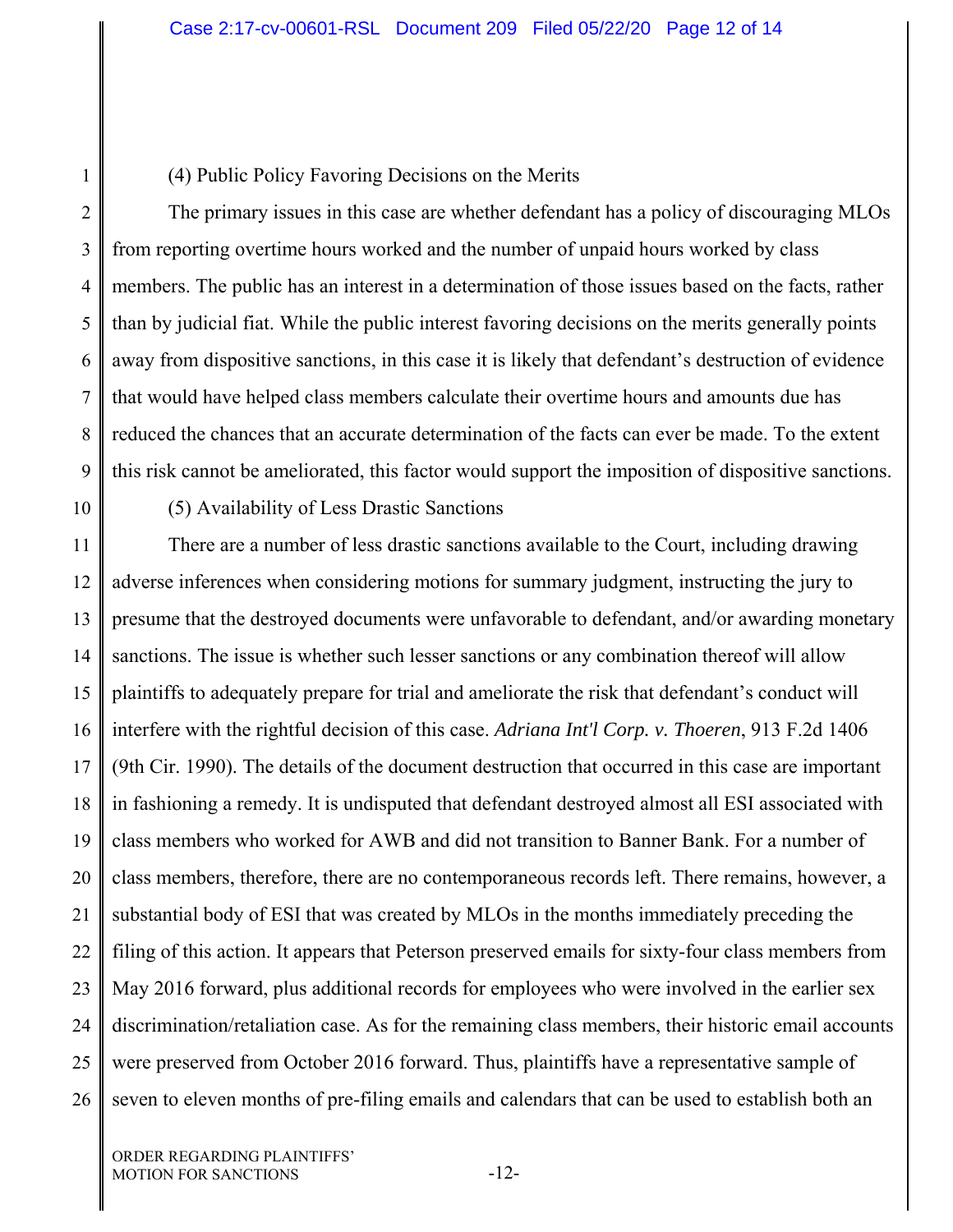(4) Public Policy Favoring Decisions on the Merits

The primary issues in this case are whether defendant has a policy of discouraging MLOs from reporting overtime hours worked and the number of unpaid hours worked by class members. The public has an interest in a determination of those issues based on the facts, rather than by judicial fiat. While the public interest favoring decisions on the merits generally points away from dispositive sanctions, in this case it is likely that defendant's destruction of evidence that would have helped class members calculate their overtime hours and amounts due has reduced the chances that an accurate determination of the facts can ever be made. To the extent this risk cannot be ameliorated, this factor would support the imposition of dispositive sanctions.

(5) Availability of Less Drastic Sanctions

There are a number of less drastic sanctions available to the Court, including drawing adverse inferences when considering motions for summary judgment, instructing the jury to presume that the destroyed documents were unfavorable to defendant, and/or awarding monetary sanctions. The issue is whether such lesser sanctions or any combination thereof will allow plaintiffs to adequately prepare for trial and ameliorate the risk that defendant's conduct will interfere with the rightful decision of this case. *Adriana Int'l Corp. v. Thoeren*, 913 F.2d 1406 (9th Cir. 1990). The details of the document destruction that occurred in this case are important in fashioning a remedy. It is undisputed that defendant destroyed almost all ESI associated with class members who worked for AWB and did not transition to Banner Bank. For a number of class members, therefore, there are no contemporaneous records left. There remains, however, a substantial body of ESI that was created by MLOs in the months immediately preceding the filing of this action. It appears that Peterson preserved emails for sixty-four class members from May 2016 forward, plus additional records for employees who were involved in the earlier sex discrimination/retaliation case. As for the remaining class members, their historic email accounts were preserved from October 2016 forward. Thus, plaintiffs have a representative sample of seven to eleven months of pre-filing emails and calendars that can be used to establish both an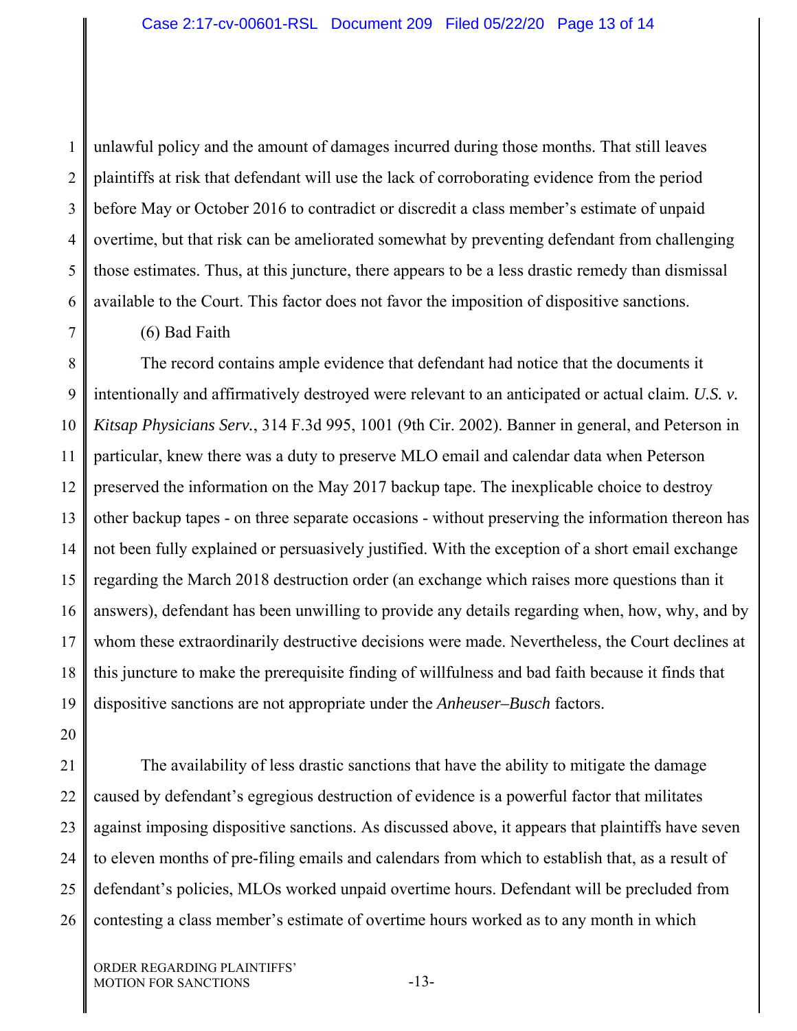unlawful policy and the amount of damages incurred during those months. That still leaves plaintiffs at risk that defendant will use the lack of corroborating evidence from the period before May or October 2016 to contradict or discredit a class member's estimate of unpaid overtime, but that risk can be ameliorated somewhat by preventing defendant from challenging those estimates. Thus, at this juncture, there appears to be a less drastic remedy than dismissal available to the Court. This factor does not favor the imposition of dispositive sanctions.

(6) Bad Faith

The record contains ample evidence that defendant had notice that the documents it intentionally and affirmatively destroyed were relevant to an anticipated or actual claim. *U.S. v. Kitsap Physicians Serv.*, 314 F.3d 995, 1001 (9th Cir. 2002). Banner in general, and Peterson in particular, knew there was a duty to preserve MLO email and calendar data when Peterson preserved the information on the May 2017 backup tape. The inexplicable choice to destroy other backup tapes - on three separate occasions - without preserving the information thereon has not been fully explained or persuasively justified. With the exception of a short email exchange regarding the March 2018 destruction order (an exchange which raises more questions than it answers), defendant has been unwilling to provide any details regarding when, how, why, and by whom these extraordinarily destructive decisions were made. Nevertheless, the Court declines at this juncture to make the prerequisite finding of willfulness and bad faith because it finds that dispositive sanctions are not appropriate under the *Anheuser–Busch* factors.

The availability of less drastic sanctions that have the ability to mitigate the damage caused by defendant's egregious destruction of evidence is a powerful factor that militates against imposing dispositive sanctions. As discussed above, it appears that plaintiffs have seven to eleven months of pre-filing emails and calendars from which to establish that, as a result of defendant's policies, MLOs worked unpaid overtime hours. Defendant will be precluded from contesting a class member's estimate of overtime hours worked as to any month in which

ORDER REGARDING PLAINTIFFS' MOTION FOR SANCTIONS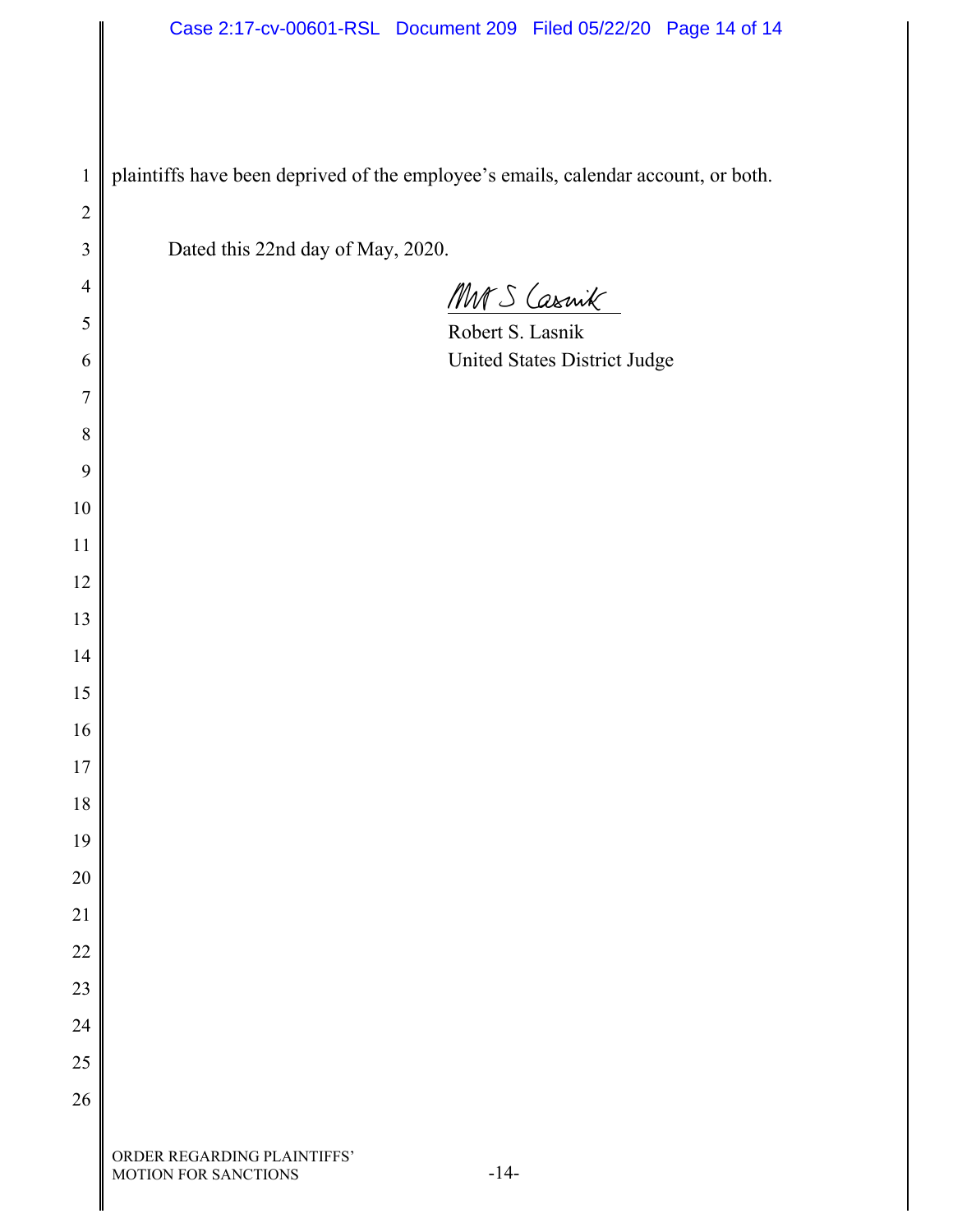plaintiffs have been deprived of the employee's emails, calendar account, or both.

Dated this 22nd day of May, 2020.

Robert S. Lasnik
United States District Judge